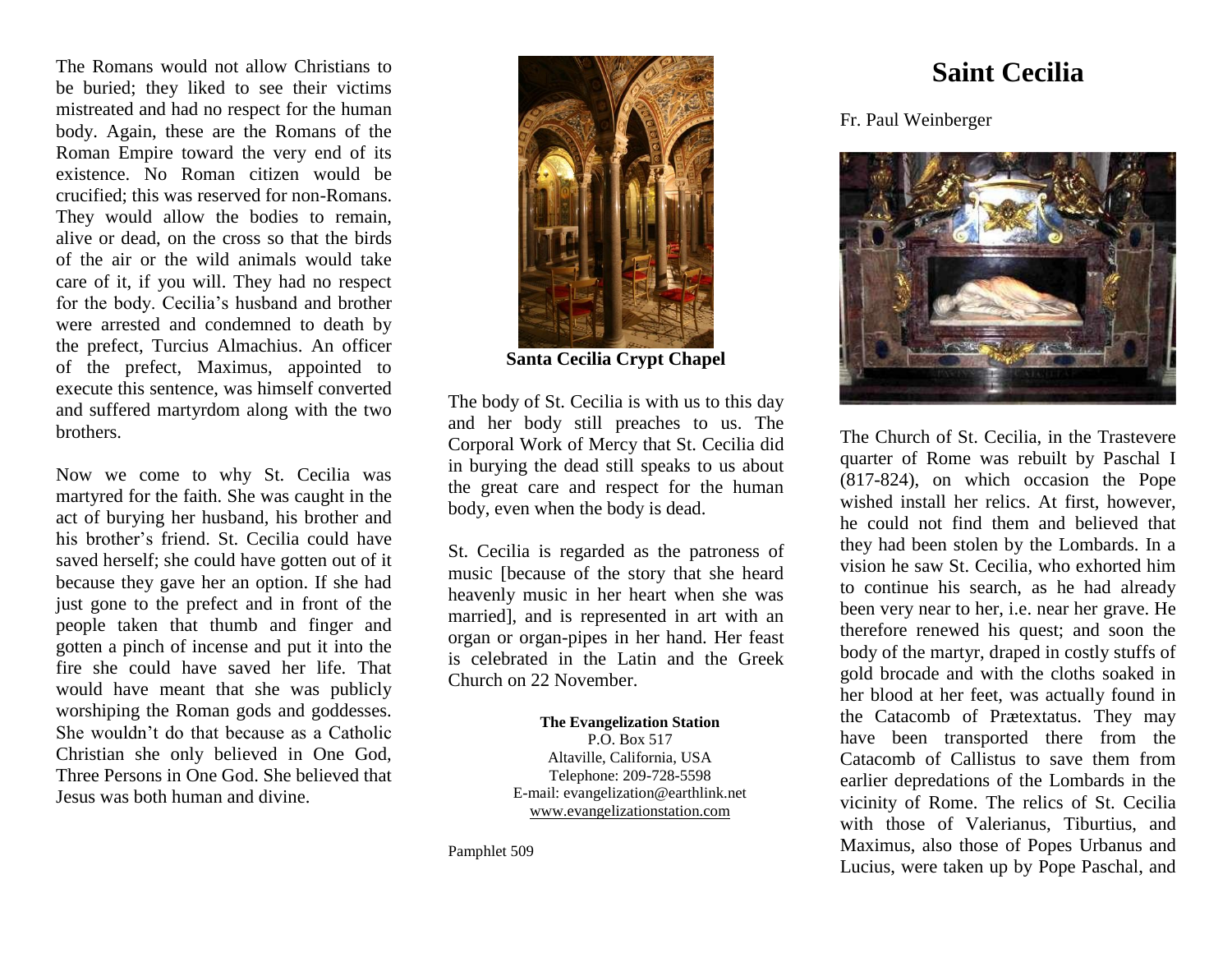The Romans would not allow Christians to be buried; they liked to see their victims mistreated and had no respect for the human body. Again, these are the Romans of the Roman Empire toward the very end of its existence. No Roman citizen would be crucified; this was reserved for non-Romans. They would allow the bodies to remain, alive or dead, on the cross so that the birds of the air or the wild animals would take care of it, if you will. They had no respect for the body. Cecilia's husband and brother were arrested and condemned to death by the prefect, Turcius Almachius. An officer of the prefect, Maximus, appointed to execute this sentence, was himself converted and suffered martyrdom along with the two brothers.

Now we come to why St. Cecilia was martyred for the faith. She was caught in the act of burying her husband, his brother and his brother's friend. St. Cecilia could have saved herself; she could have gotten out of it because they gave her an option. If she had just gone to the prefect and in front of the people taken that thumb and finger and gotten a pinch of incense and put it into the fire she could have saved her life. That would have meant that she was publicly worshiping the Roman gods and goddesses. She wouldn't do that because as a Catholic Christian she only believed in One God, Three Persons in One God. She believed that Jesus was both human and divine.

**Santa Cecilia Crypt Chapel**

The body of St. Cecilia is with us to this day and her body still preaches to us. The Corporal Work of Mercy that St. Cecilia did in burying the dead still speaks to us about the great care and respect for the human body, even when the body is dead.

St. Cecilia is regarded as the patroness of music [because of the story that she heard heavenly music in her heart when she was married], and is represented in art with an organ or organ-pipes in her hand. Her feast is celebrated in the Latin and the Greek Church on 22 November.

**The Evangelization Station**
P.O. Box 517
Altaville, California, USA
Telephone: 209-728-5598
E-mail: evangelization@earthlink.net
www.evangelizationstation.com

Pamphlet 509

# Saint Cecilia

Fr. Paul Weinberger

The Church of St. Cecilia, in the Trastevere quarter of Rome was rebuilt by Paschal I (817-824), on which occasion the Pope wished install her relics. At first, however, he could not find them and believed that they had been stolen by the Lombards. In a vision he saw St. Cecilia, who exhorted him to continue his search, as he had already been very near to her, i.e. near her grave. He therefore renewed his quest; and soon the body of the martyr, draped in costly stuffs of gold brocade and with the cloths soaked in her blood at her feet, was actually found in the Catacomb of Prætextatus. They may have been transported there from the Catacomb of Callistus to save them from earlier depredations of the Lombards in the vicinity of Rome. The relics of St. Cecilia with those of Valerianus, Tiburtius, and Maximus, also those of Popes Urbanus and Lucius, were taken up by Pope Paschal, and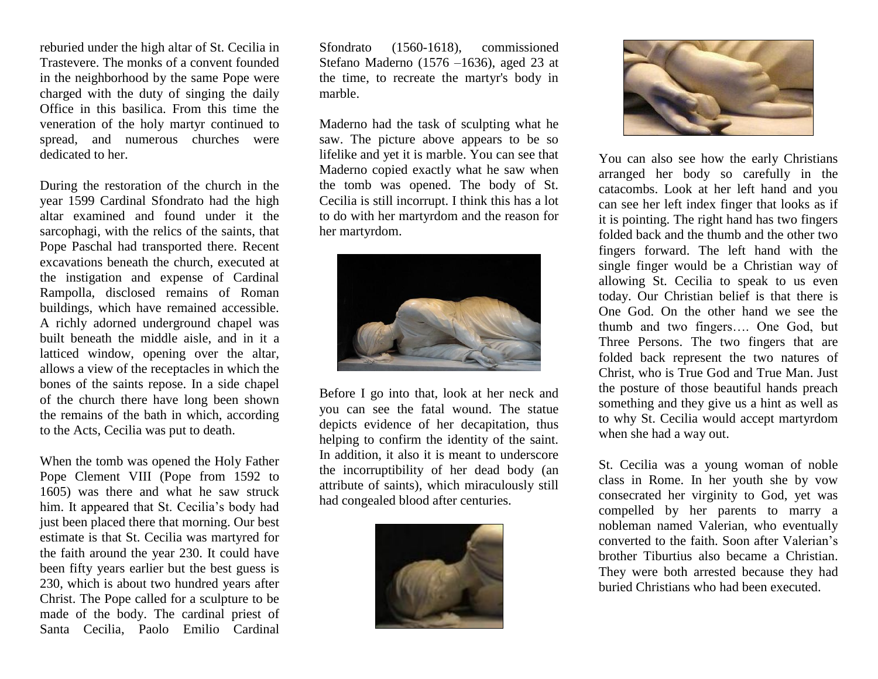reburied under the high altar of St. Cecilia in Trastevere. The monks of a convent founded in the neighborhood by the same Pope were charged with the duty of singing the daily Office in this basilica. From this time the veneration of the holy martyr continued to spread, and numerous churches were dedicated to her.

During the restoration of the church in the year 1599 Cardinal Sfondrato had the high altar examined and found under it the sarcophagi, with the relics of the saints, that Pope Paschal had transported there. Recent excavations beneath the church, executed at the instigation and expense of Cardinal Rampolla, disclosed remains of Roman buildings, which have remained accessible. A richly adorned underground chapel was built beneath the middle aisle, and in it a latticed window, opening over the altar, allows a view of the receptacles in which the bones of the saints repose. In a side chapel of the church there have long been shown the remains of the bath in which, according to the Acts, Cecilia was put to death.

When the tomb was opened the Holy Father Pope Clement VIII (Pope from 1592 to 1605) was there and what he saw struck him. It appeared that St. Cecilia's body had just been placed there that morning. Our best estimate is that St. Cecilia was martyred for the faith around the year 230. It could have been fifty years earlier but the best guess is 230, which is about two hundred years after Christ. The Pope called for a sculpture to be made of the body. The cardinal priest of Santa Cecilia, Paolo Emilio Cardinal Sfondrato (1560-1618), commissioned Stefano Maderno (1576 –1636), aged 23 at the time, to recreate the martyr's body in marble.

Maderno had the task of sculpting what he saw. The picture above appears to be so lifelike and yet it is marble. You can see that Maderno copied exactly what he saw when the tomb was opened. The body of St. Cecilia is still incorrupt. I think this has a lot to do with her martyrdom and the reason for her martyrdom.

Before I go into that, look at her neck and you can see the fatal wound. The statue depicts evidence of her decapitation, thus helping to confirm the identity of the saint. In addition, it also it is meant to underscore the incorruptibility of her dead body (an attribute of saints), which miraculously still had congealed blood after centuries.

You can also see how the early Christians arranged her body so carefully in the catacombs. Look at her left hand and you can see her left index finger that looks as if it is pointing. The right hand has two fingers folded back and the thumb and the other two fingers forward. The left hand with the single finger would be a Christian way of allowing St. Cecilia to speak to us even today. Our Christian belief is that there is One God. On the other hand we see the thumb and two fingers…. One God, but Three Persons. The two fingers that are folded back represent the two natures of Christ, who is True God and True Man. Just the posture of those beautiful hands preach something and they give us a hint as well as to why St. Cecilia would accept martyrdom when she had a way out.

St. Cecilia was a young woman of noble class in Rome. In her youth she by vow consecrated her virginity to God, yet was compelled by her parents to marry a nobleman named Valerian, who eventually converted to the faith. Soon after Valerian's brother Tiburtius also became a Christian. They were both arrested because they had buried Christians who had been executed.